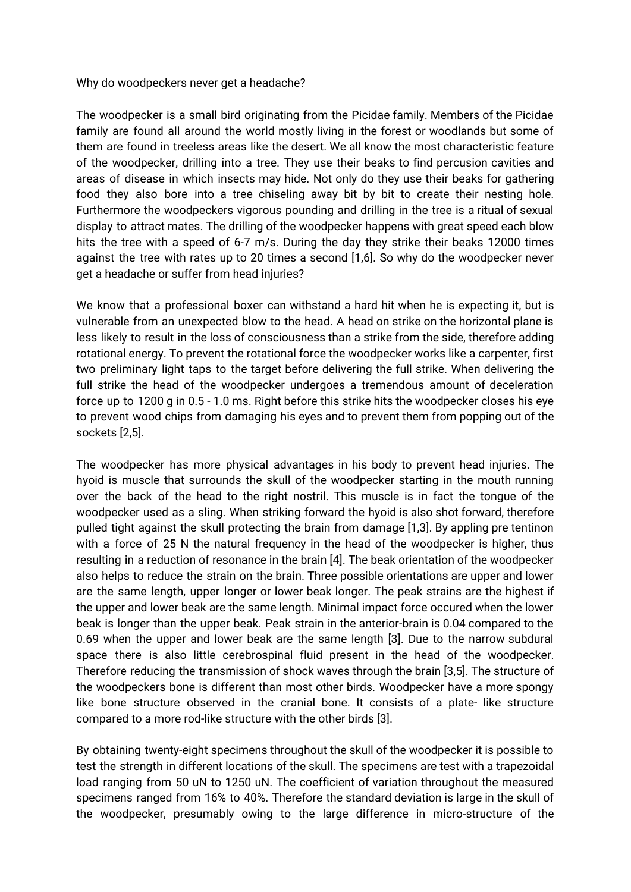Why do woodpeckers never get a headache?

The woodpecker is a small bird originating from the Picidae family. Members of the Picidae family are found all around the world mostly living in the forest or woodlands but some of them are found in treeless areas like the desert. We all know the most characteristic feature of the woodpecker, drilling into a tree. They use their beaks to find percusion cavities and areas of disease in which insects may hide. Not only do they use their beaks for gathering food they also bore into a tree chiseling away bit by bit to create their nesting hole. Furthermore the woodpeckers vigorous pounding and drilling in the tree is a ritual of sexual display to attract mates. The drilling of the woodpecker happens with great speed each blow hits the tree with a speed of 6-7 m/s. During the day they strike their beaks 12000 times against the tree with rates up to 20 times a second [1,6]. So why do the woodpecker never get a headache or suffer from head injuries?

We know that a professional boxer can withstand a hard hit when he is expecting it, but is vulnerable from an unexpected blow to the head. A head on strike on the horizontal plane is less likely to result in the loss of consciousness than a strike from the side, therefore adding rotational energy. To prevent the rotational force the woodpecker works like a carpenter, first two preliminary light taps to the target before delivering the full strike. When delivering the full strike the head of the woodpecker undergoes a tremendous amount of deceleration force up to 1200 g in 0.5 - 1.0 ms. Right before this strike hits the woodpecker closes his eye to prevent wood chips from damaging his eyes and to prevent them from popping out of the sockets [2,5].

The woodpecker has more physical advantages in his body to prevent head injuries. The hyoid is muscle that surrounds the skull of the woodpecker starting in the mouth running over the back of the head to the right nostril. This muscle is in fact the tongue of the woodpecker used as a sling. When striking forward the hyoid is also shot forward, therefore pulled tight against the skull protecting the brain from damage [1,3]. By appling pre tentinon with a force of 25 N the natural frequency in the head of the woodpecker is higher, thus resulting in a reduction of resonance in the brain [4]. The beak orientation of the woodpecker also helps to reduce the strain on the brain. Three possible orientations are upper and lower are the same length, upper longer or lower beak longer. The peak strains are the highest if the upper and lower beak are the same length. Minimal impact force occured when the lower beak is longer than the upper beak. Peak strain in the anterior-brain is 0.04 compared to the 0.69 when the upper and lower beak are the same length [3]. Due to the narrow subdural space there is also little cerebrospinal fluid present in the head of the woodpecker. Therefore reducing the transmission of shock waves through the brain [3,5]. The structure of the woodpeckers bone is different than most other birds. Woodpecker have a more spongy like bone structure observed in the cranial bone. It consists of a plate- like structure compared to a more rod-like structure with the other birds [3].

By obtaining twenty-eight specimens throughout the skull of the woodpecker it is possible to test the strength in different locations of the skull. The specimens are test with a trapezoidal load ranging from 50 uN to 1250 uN. The coefficient of variation throughout the measured specimens ranged from 16% to 40%. Therefore the standard deviation is large in the skull of the woodpecker, presumably owing to the large difference in micro-structure of the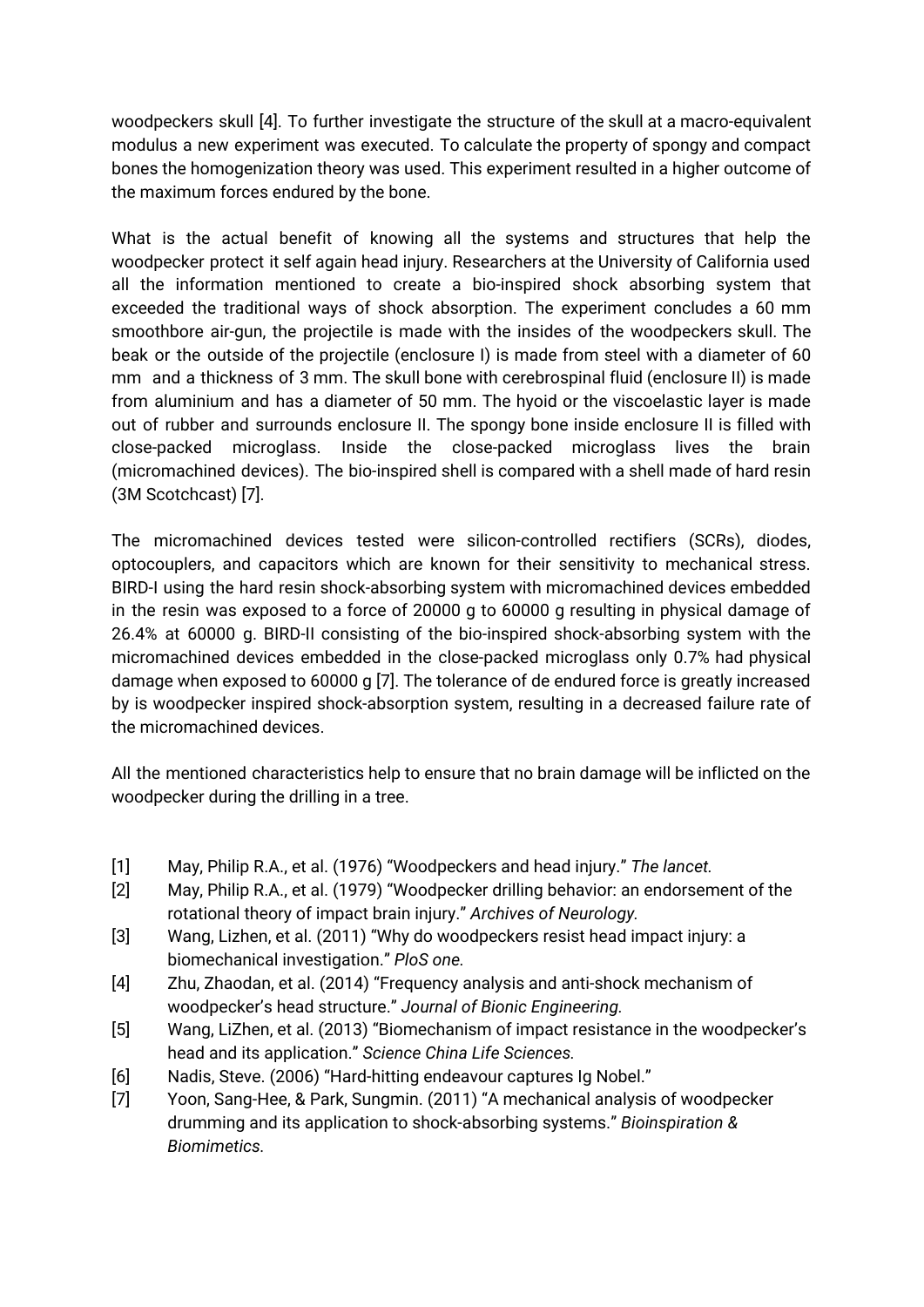woodpeckers skull [4]. To further investigate the structure of the skull at a macro-equivalent modulus a new experiment was executed. To calculate the property of spongy and compact bones the homogenization theory was used. This experiment resulted in a higher outcome of the maximum forces endured by the bone.

What is the actual benefit of knowing all the systems and structures that help the woodpecker protect it self again head injury. Researchers at the University of California used all the information mentioned to create a bio-inspired shock absorbing system that exceeded the traditional ways of shock absorption. The experiment concludes a 60 mm smoothbore air-gun, the projectile is made with the insides of the woodpeckers skull. The beak or the outside of the projectile (enclosure I) is made from steel with a diameter of 60 mm and a thickness of 3 mm. The skull bone with cerebrospinal fluid (enclosure II) is made from aluminium and has a diameter of 50 mm. The hyoid or the viscoelastic layer is made out of rubber and surrounds enclosure II. The spongy bone inside enclosure II is filled with close-packed microglass. Inside the close-packed microglass lives the brain (micromachined devices). The bio-inspired shell is compared with a shell made of hard resin (3M Scotchcast) [7].

The micromachined devices tested were silicon-controlled rectifiers (SCRs), diodes, optocouplers, and capacitors which are known for their sensitivity to mechanical stress. BIRD-I using the hard resin shock-absorbing system with micromachined devices embedded in the resin was exposed to a force of 20000 g to 60000 g resulting in physical damage of 26.4% at 60000 g. BIRD-II consisting of the bio-inspired shock-absorbing system with the micromachined devices embedded in the close-packed microglass only 0.7% had physical damage when exposed to 60000 g [7]. The tolerance of de endured force is greatly increased by is woodpecker inspired shock-absorption system, resulting in a decreased failure rate of the micromachined devices.

All the mentioned characteristics help to ensure that no brain damage will be inflicted on the woodpecker during the drilling in a tree.

[1] May, Philip R.A., et al. (1976) "Woodpeckers and head injury." *The lancet.*

[2] May, Philip R.A., et al. (1979) "Woodpecker drilling behavior: an endorsement of the rotational theory of impact brain injury." *Archives of Neurology.*

[3] Wang, Lizhen, et al. (2011) "Why do woodpeckers resist head impact injury: a biomechanical investigation." *PloS one.*

[4] Zhu, Zhaodan, et al. (2014) "Frequency analysis and anti-shock mechanism of woodpecker's head structure." *Journal of Bionic Engineering.*

[5] Wang, LiZhen, et al. (2013) "Biomechanism of impact resistance in the woodpecker's head and its application." *Science China Life Sciences.*

[6] Nadis, Steve. (2006) "Hard-hitting endeavour captures Ig Nobel."

[7] Yoon, Sang-Hee, & Park, Sungmin. (2011) "A mechanical analysis of woodpecker drumming and its application to shock-absorbing systems." *Bioinspiration & Biomimetics.*